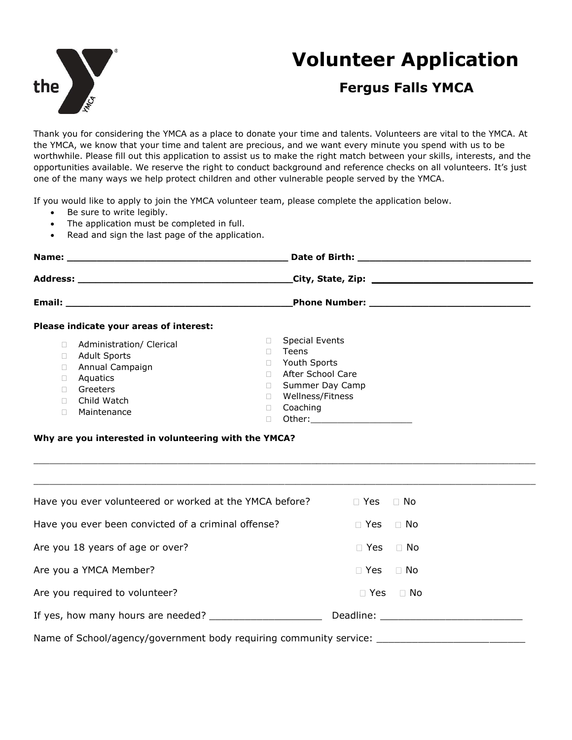# Volunteer Application

## Fergus Falls YMCA

Thank you for considering the YMCA as a place to donate your time and talents. Volunteers are vital to the YMCA. At the YMCA, we know that your time and talent are precious, and we want every minute you spend with us to be worthwhile. Please fill out this application to assist us to make the right match between your skills, interests, and the opportunities available. We reserve the right to conduct background and reference checks on all volunteers. It's just one of the many ways we help protect children and other vulnerable people served by the YMCA.

If you would like to apply to join the YMCA volunteer team, please complete the application below.

- Be sure to write legibly.
- The application must be completed in full.
- Read and sign the last page of the application.

**Name:** ______________________________________ **Date of Birth:** ______________________________

**Address:** _____________________________________**City, State, Zip:** ___________________________

**Email:** _______________________________________**Phone Number:** ____________________________

**Please indicate your areas of interest:**

- ☐ Administration/ Clerical
- ☐ Adult Sports
- ☐ Annual Campaign
- ☐ Aquatics
- ☐ Greeters
- ☐ Child Watch
- ☐ Maintenance
- ☐ Special Events
- ☐ Teens
- ☐ Youth Sports
- ☐ After School Care
- ☐ Summer Day Camp
- ☐ Wellness/Fitness
- ☐ Coaching
- ☐ Other:__________________

**Why are you interested in volunteering with the YMCA?**

___________________________________________________________________________________________

___________________________________________________________________________________________

Have you ever volunteered or worked at the YMCA before? ☐ Yes ☐ No

Have you ever been convicted of a criminal offense? ☐ Yes ☐ No

Are you 18 years of age or over? ☐ Yes ☐ No

Are you a YMCA Member? ☐ Yes ☐ No

Are you required to volunteer? ☐ Yes ☐ No

If yes, how many hours are needed? __________________ Deadline: _______________________

Name of School/agency/government body requiring community service: ________________________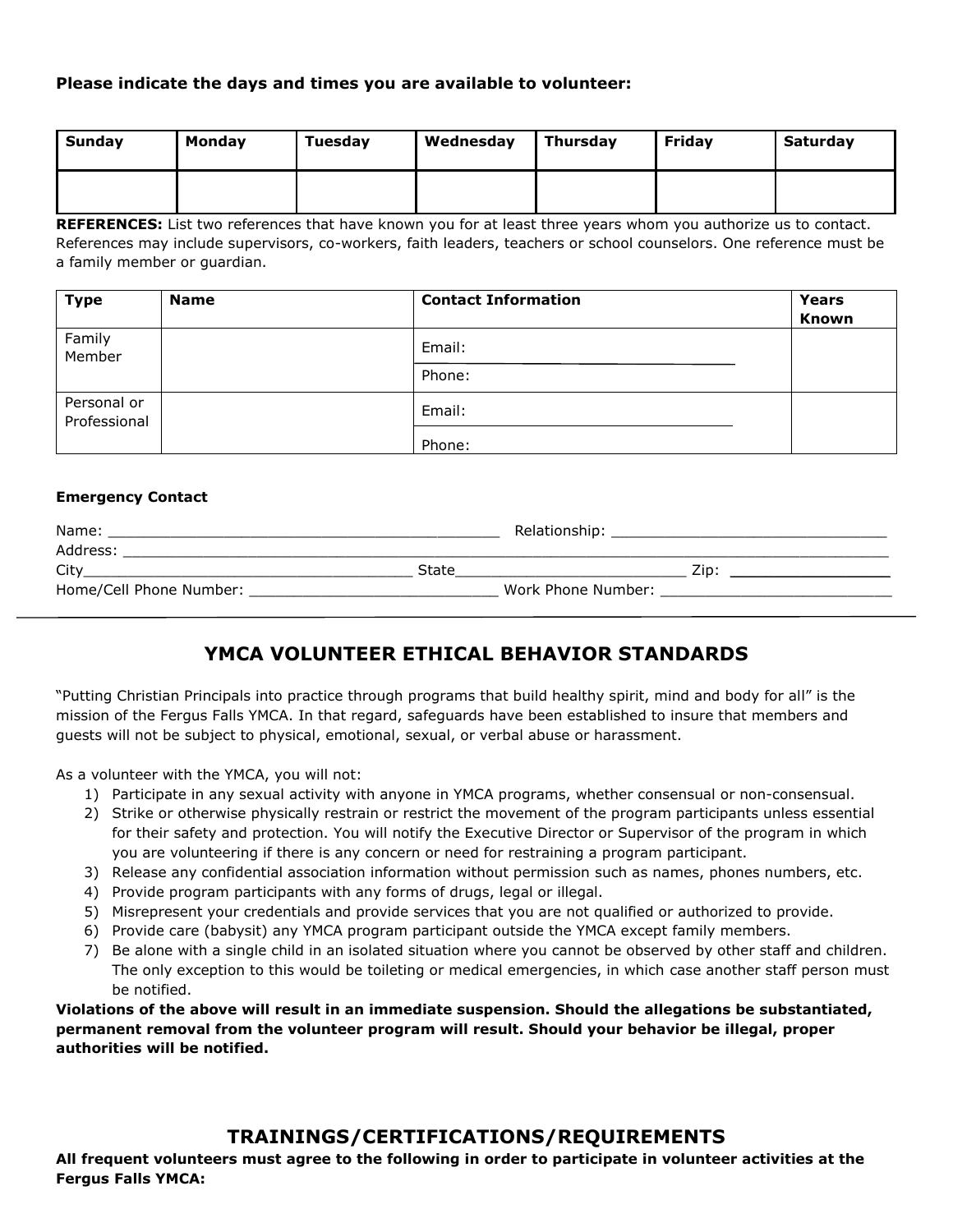**Please indicate the days and times you are available to volunteer:**

| Sunday | Monday | Tuesday | Wednesday | Thursday | Friday | Saturday |
|---|---|---|---|---|---|---|
| | | | | | | |

**REFERENCES:** List two references that have known you for at least three years whom you authorize us to contact. References may include supervisors, co-workers, faith leaders, teachers or school counselors. One reference must be a family member or guardian.

| Type | Name | Contact Information | Years Known |
|---|---|---|---|
| Family Member | | Email: ______________ Phone: | |
| Personal or Professional | | Email: ______________ Phone: | |

**Emergency Contact**

Name: ____________________________________________ Relationship: _______________________________
Address: ___________________________________________________________________________________
City_____________________________________ State__________________________ Zip: _________________
Home/Cell Phone Number: ____________________________ Work Phone Number: __________________________

## YMCA VOLUNTEER ETHICAL BEHAVIOR STANDARDS

"Putting Christian Principals into practice through programs that build healthy spirit, mind and body for all" is the mission of the Fergus Falls YMCA. In that regard, safeguards have been established to insure that members and guests will not be subject to physical, emotional, sexual, or verbal abuse or harassment.

As a volunteer with the YMCA, you will not:

1) Participate in any sexual activity with anyone in YMCA programs, whether consensual or non-consensual.
2) Strike or otherwise physically restrain or restrict the movement of the program participants unless essential for their safety and protection. You will notify the Executive Director or Supervisor of the program in which you are volunteering if there is any concern or need for restraining a program participant.
3) Release any confidential association information without permission such as names, phones numbers, etc.
4) Provide program participants with any forms of drugs, legal or illegal.
5) Misrepresent your credentials and provide services that you are not qualified or authorized to provide.
6) Provide care (babysit) any YMCA program participant outside the YMCA except family members.
7) Be alone with a single child in an isolated situation where you cannot be observed by other staff and children. The only exception to this would be toileting or medical emergencies, in which case another staff person must be notified.

**Violations of the above will result in an immediate suspension. Should the allegations be substantiated, permanent removal from the volunteer program will result. Should your behavior be illegal, proper authorities will be notified.**

## TRAININGS/CERTIFICATIONS/REQUIREMENTS

**All frequent volunteers must agree to the following in order to participate in volunteer activities at the Fergus Falls YMCA:**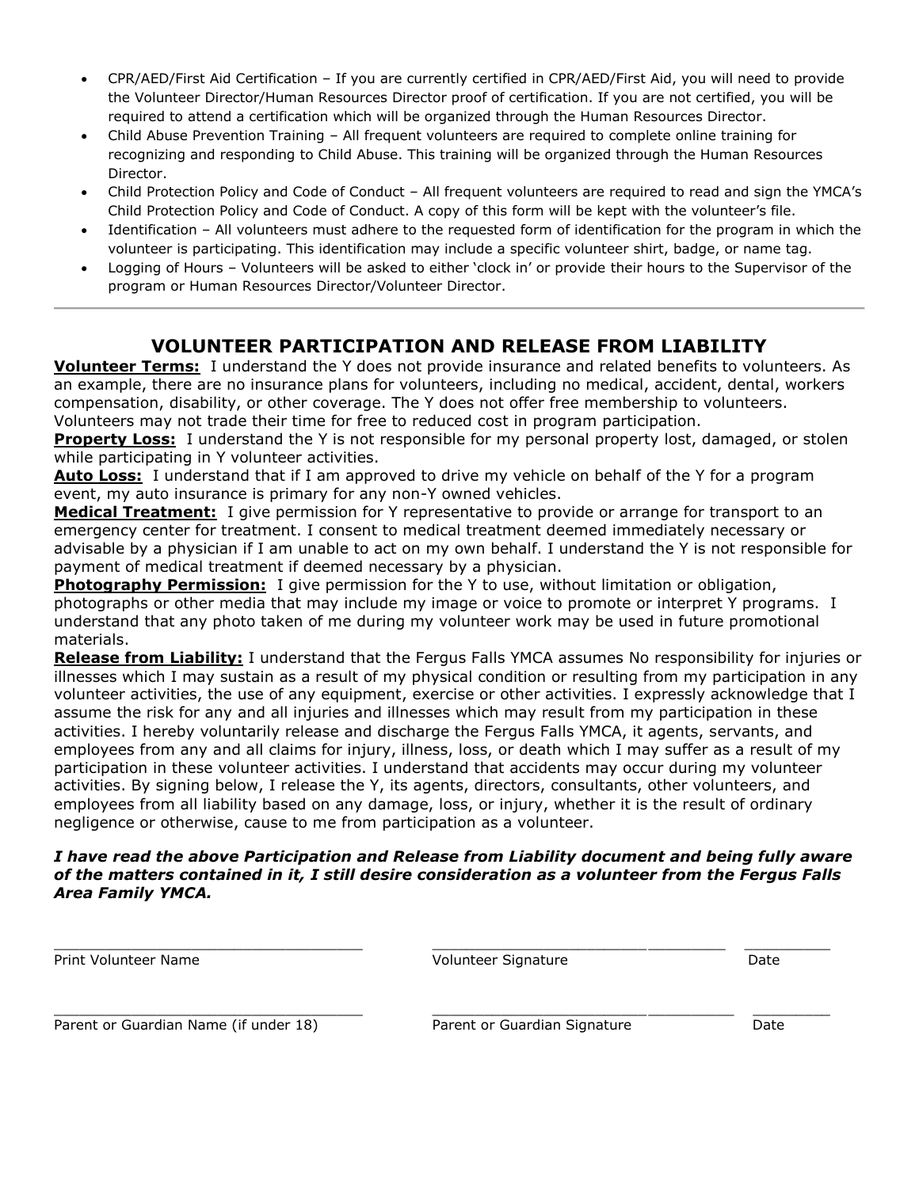- CPR/AED/First Aid Certification – If you are currently certified in CPR/AED/First Aid, you will need to provide the Volunteer Director/Human Resources Director proof of certification. If you are not certified, you will be required to attend a certification which will be organized through the Human Resources Director.
- Child Abuse Prevention Training – All frequent volunteers are required to complete online training for recognizing and responding to Child Abuse. This training will be organized through the Human Resources Director.
- Child Protection Policy and Code of Conduct – All frequent volunteers are required to read and sign the YMCA's Child Protection Policy and Code of Conduct. A copy of this form will be kept with the volunteer's file.
- Identification – All volunteers must adhere to the requested form of identification for the program in which the volunteer is participating. This identification may include a specific volunteer shirt, badge, or name tag.
- Logging of Hours – Volunteers will be asked to either 'clock in' or provide their hours to the Supervisor of the program or Human Resources Director/Volunteer Director.

---

## VOLUNTEER PARTICIPATION AND RELEASE FROM LIABILITY

**Volunteer Terms:** I understand the Y does not provide insurance and related benefits to volunteers. As an example, there are no insurance plans for volunteers, including no medical, accident, dental, workers compensation, disability, or other coverage. The Y does not offer free membership to volunteers. Volunteers may not trade their time for free to reduced cost in program participation.

**Property Loss:** I understand the Y is not responsible for my personal property lost, damaged, or stolen while participating in Y volunteer activities.

**Auto Loss:** I understand that if I am approved to drive my vehicle on behalf of the Y for a program event, my auto insurance is primary for any non-Y owned vehicles.

**Medical Treatment:** I give permission for Y representative to provide or arrange for transport to an emergency center for treatment. I consent to medical treatment deemed immediately necessary or advisable by a physician if I am unable to act on my own behalf. I understand the Y is not responsible for payment of medical treatment if deemed necessary by a physician.

**Photography Permission:** I give permission for the Y to use, without limitation or obligation, photographs or other media that may include my image or voice to promote or interpret Y programs. I understand that any photo taken of me during my volunteer work may be used in future promotional materials.

**Release from Liability:** I understand that the Fergus Falls YMCA assumes No responsibility for injuries or illnesses which I may sustain as a result of my physical condition or resulting from my participation in any volunteer activities, the use of any equipment, exercise or other activities. I expressly acknowledge that I assume the risk for any and all injuries and illnesses which may result from my participation in these activities. I hereby voluntarily release and discharge the Fergus Falls YMCA, it agents, servants, and employees from any and all claims for injury, illness, loss, or death which I may suffer as a result of my participation in these volunteer activities. I understand that accidents may occur during my volunteer activities. By signing below, I release the Y, its agents, directors, consultants, other volunteers, and employees from all liability based on any damage, loss, or injury, whether it is the result of ordinary negligence or otherwise, cause to me from participation as a volunteer.

***I have read the above Participation and Release from Liability document and being fully aware of the matters contained in it, I still desire consideration as a volunteer from the Fergus Falls Area Family YMCA.***

| | | |
|---|---|---|
| ___________________________________ | ___________________________________ | __________ |
| Print Volunteer Name | Volunteer Signature | Date |
| ___________________________________ | ___________________________________ | __________ |
| Parent or Guardian Name (if under 18) | Parent or Guardian Signature | Date |